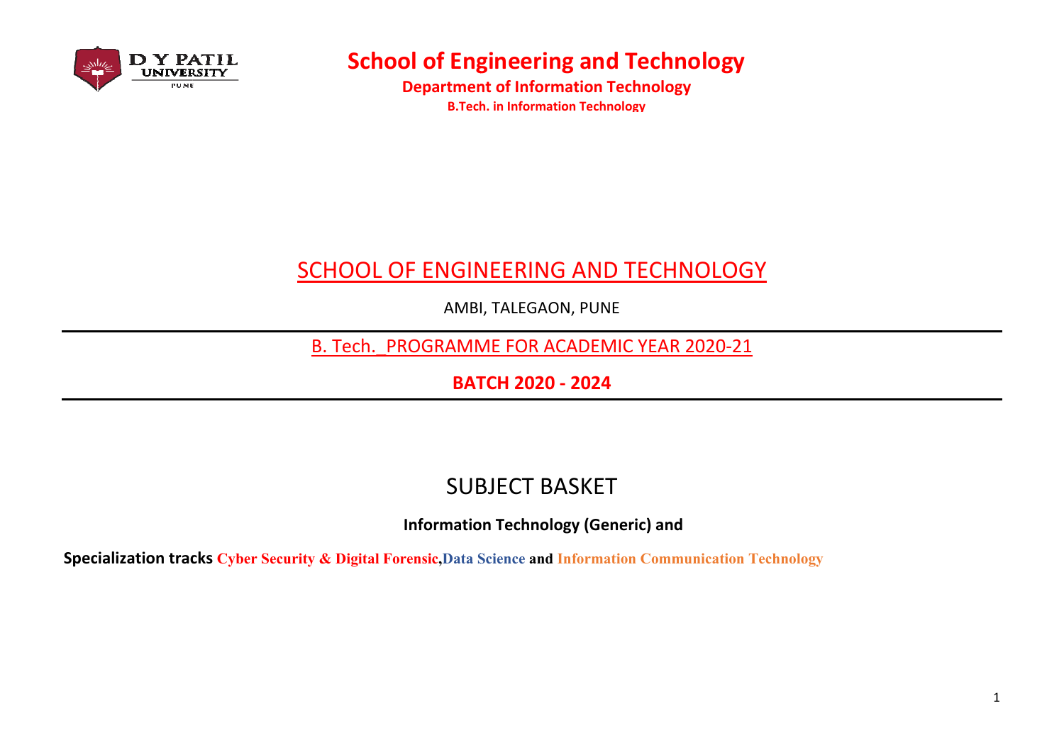# School of Engineering and Technology

**Department of Information Technology**

**B.Tech. in Information Technology**

## SCHOOL OF ENGINEERING AND TECHNOLOGY

AMBI, TALEGAON, PUNE

B. Tech._PROGRAMME FOR ACADEMIC YEAR 2020-21

**BATCH 2020 - 2024**

## SUBJECT BASKET

**Information Technology (Generic) and**

**Specialization tracks Cyber Security & Digital Forensic, Data Science and Information Communication Technology**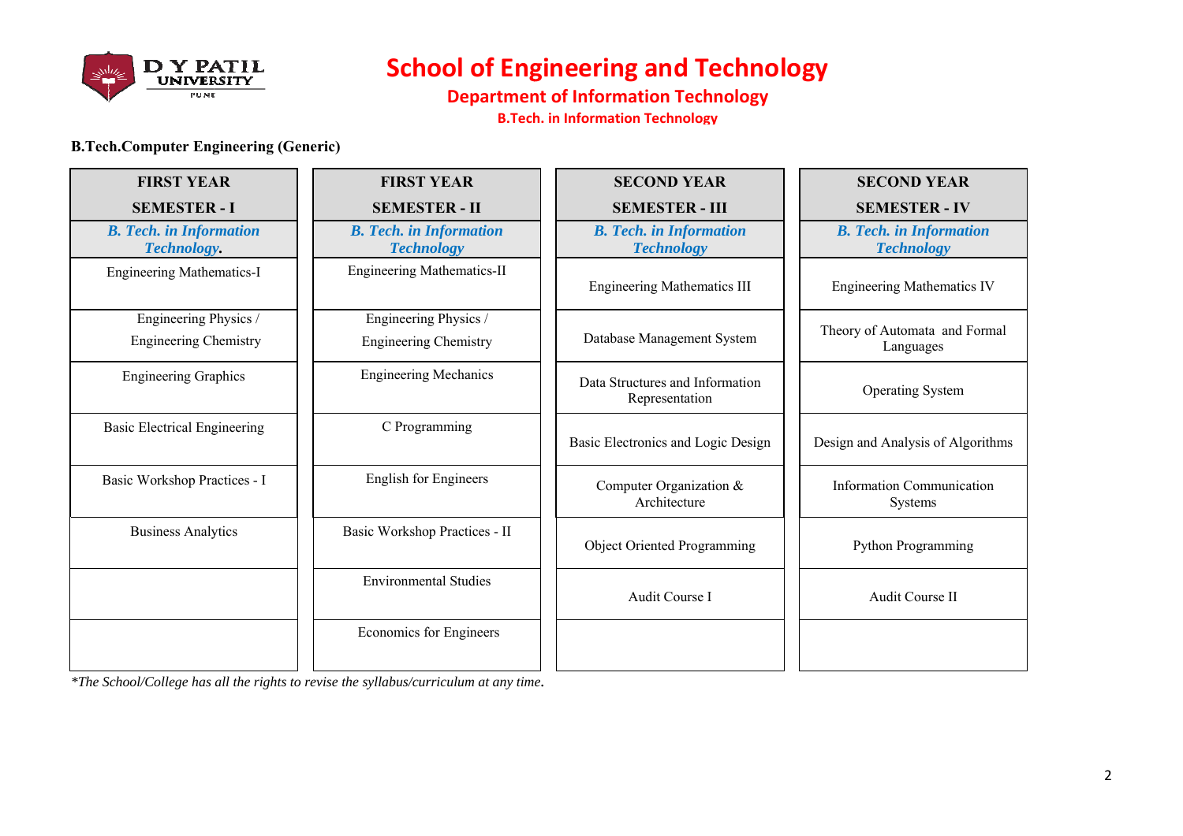# School of Engineering and Technology

## Department of Information Technology

### B.Tech. in Information Technology

**B.Tech.Computer Engineering (Generic)**

| FIRST YEAR SEMESTER - I | FIRST YEAR SEMESTER - II | SECOND YEAR SEMESTER - III | SECOND YEAR SEMESTER - IV |
|---|---|---|---|
| *B. Tech. in Information Technology*. | *B. Tech. in Information Technology* | *B. Tech. in Information Technology* | *B. Tech. in Information Technology* |
| Engineering Mathematics-I | Engineering Mathematics-II | Engineering Mathematics III | Engineering Mathematics IV |
| Engineering Physics / Engineering Chemistry | Engineering Physics / Engineering Chemistry | Database Management System | Theory of Automata and Formal Languages |
| Engineering Graphics | Engineering Mechanics | Data Structures and Information Representation | Operating System |
| Basic Electrical Engineering | C Programming | Basic Electronics and Logic Design | Design and Analysis of Algorithms |
| Basic Workshop Practices - I | English for Engineers | Computer Organization & Architecture | Information Communication Systems |
| Business Analytics | Basic Workshop Practices - II | Object Oriented Programming | Python Programming |
| | Environmental Studies | Audit Course I | Audit Course II |
| | Economics for Engineers | | |

*\*The School/College has all the rights to revise the syllabus/curriculum at any time*.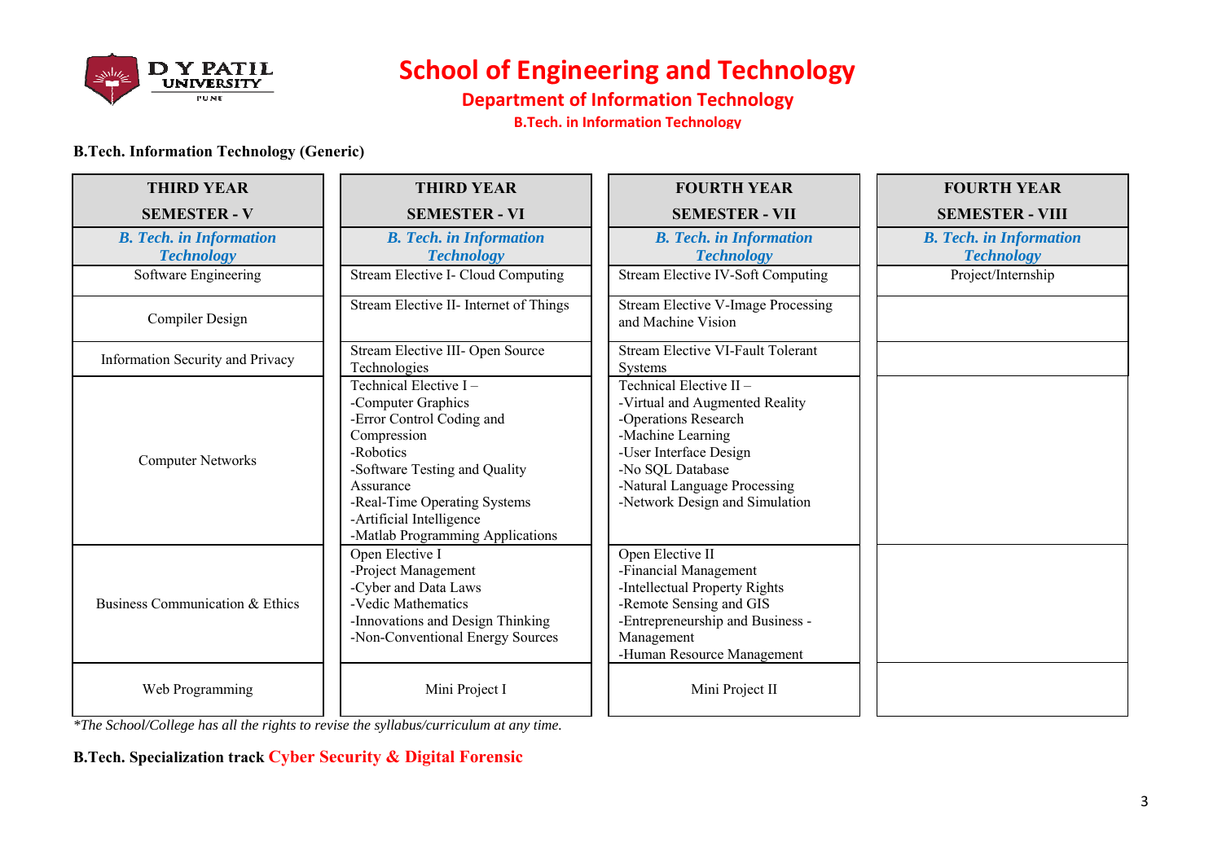# School of Engineering and Technology

## Department of Information Technology

### B.Tech. in Information Technology

**B.Tech. Information Technology (Generic)**

| THIRD YEAR SEMESTER - V | THIRD YEAR SEMESTER - VI | FOURTH YEAR SEMESTER - VII | FOURTH YEAR SEMESTER - VIII |
|---|---|---|---|
| ***B. Tech. in Information Technology*** | ***B. Tech. in Information Technology*** | ***B. Tech. in Information Technology*** | ***B. Tech. in Information Technology*** |
| Software Engineering | Stream Elective I- Cloud Computing | Stream Elective IV-Soft Computing | Project/Internship |
| Compiler Design | Stream Elective II- Internet of Things | Stream Elective V-Image Processing and Machine Vision | |
| Information Security and Privacy | Stream Elective III- Open Source Technologies | Stream Elective VI-Fault Tolerant Systems | |
| Computer Networks | Technical Elective I – -Computer Graphics -Error Control Coding and Compression -Robotics -Software Testing and Quality Assurance -Real-Time Operating Systems -Artificial Intelligence -Matlab Programming Applications | Technical Elective II – -Virtual and Augmented Reality -Operations Research -Machine Learning -User Interface Design -No SQL Database -Natural Language Processing -Network Design and Simulation | |
| Business Communication & Ethics | Open Elective I -Project Management -Cyber and Data Laws -Vedic Mathematics -Innovations and Design Thinking -Non-Conventional Energy Sources | Open Elective II -Financial Management -Intellectual Property Rights -Remote Sensing and GIS -Entrepreneurship and Business - Management -Human Resource Management | |
| Web Programming | Mini Project I | Mini Project II | |

*\*The School/College has all the rights to revise the syllabus/curriculum at any time.*

**B.Tech. Specialization track Cyber Security & Digital Forensic**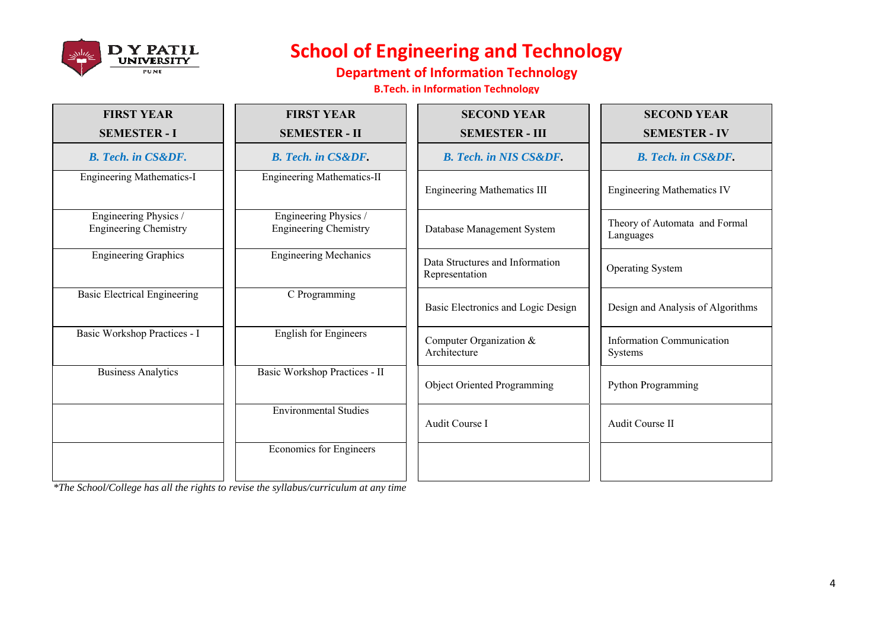# School of Engineering and Technology

## Department of Information Technology

### B.Tech. in Information Technology

| FIRST YEAR SEMESTER - I | FIRST YEAR SEMESTER - II | SECOND YEAR SEMESTER - III | SECOND YEAR SEMESTER - IV |
|---|---|---|---|
| *B. Tech. in CS&DF.* | *B. Tech. in CS&DF.* | *B. Tech. in NIS CS&DF.* | *B. Tech. in CS&DF.* |
| Engineering Mathematics-I | Engineering Mathematics-II | Engineering Mathematics III | Engineering Mathematics IV |
| Engineering Physics / Engineering Chemistry | Engineering Physics / Engineering Chemistry | Database Management System | Theory of Automata and Formal Languages |
| Engineering Graphics | Engineering Mechanics | Data Structures and Information Representation | Operating System |
| Basic Electrical Engineering | C Programming | Basic Electronics and Logic Design | Design and Analysis of Algorithms |
| Basic Workshop Practices - I | English for Engineers | Computer Organization & Architecture | Information Communication Systems |
| Business Analytics | Basic Workshop Practices - II | Object Oriented Programming | Python Programming |
| | Environmental Studies | Audit Course I | Audit Course II |
| | Economics for Engineers | | |

*\*The School/College has all the rights to revise the syllabus/curriculum at any time*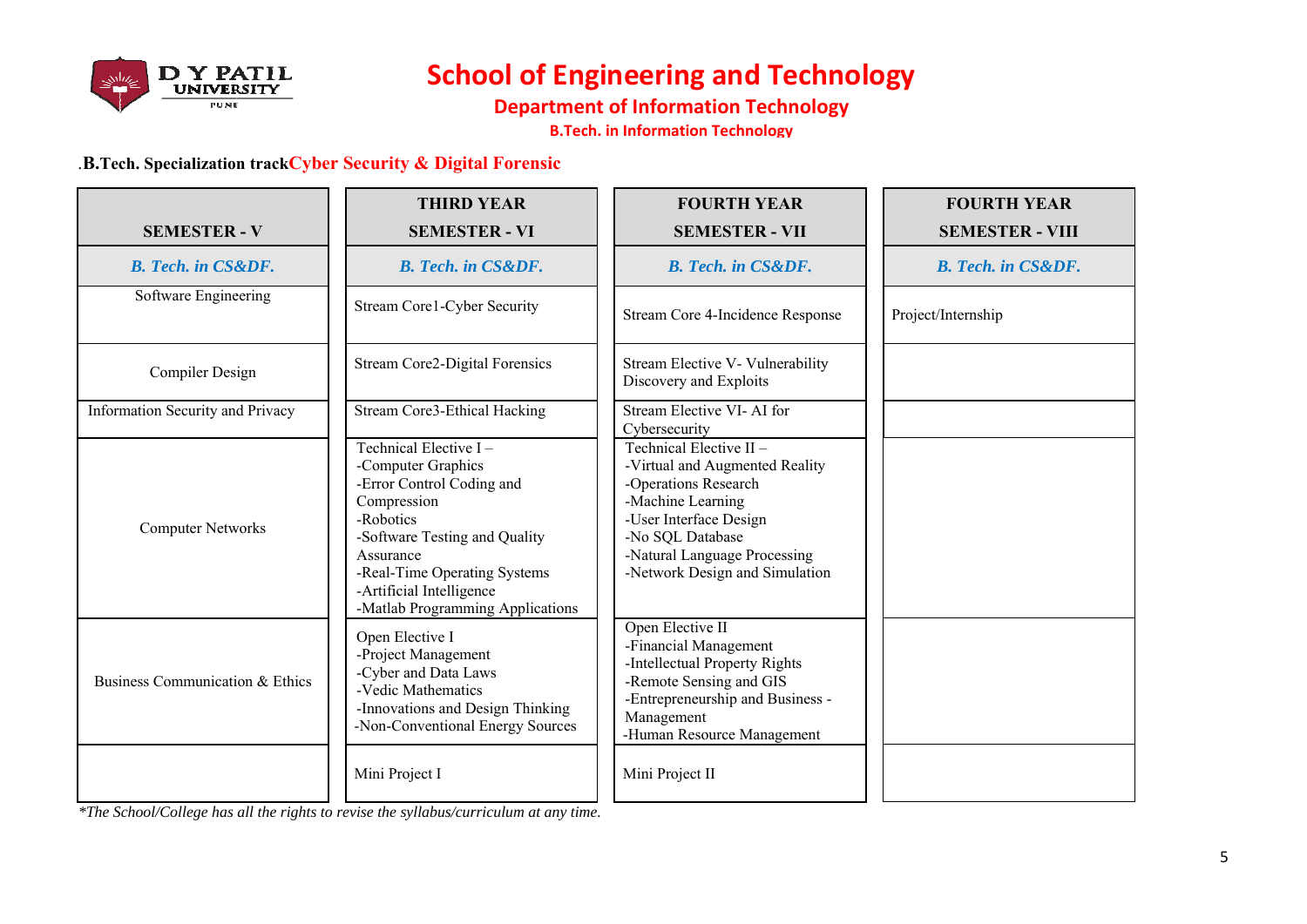# School of Engineering and Technology

## Department of Information Technology

### B.Tech. in Information Technology

.**B.Tech. Specialization track Cyber Security & Digital Forensic**

| SEMESTER - V | THIRD YEAR SEMESTER - VI | FOURTH YEAR SEMESTER - VII | FOURTH YEAR SEMESTER - VIII |
|---|---|---|---|
| *B. Tech. in CS&DF.* | *B. Tech. in CS&DF.* | *B. Tech. in CS&DF.* | *B. Tech. in CS&DF.* |
| Software Engineering | Stream Core1-Cyber Security | Stream Core 4-Incidence Response | Project/Internship |
| Compiler Design | Stream Core2-Digital Forensics | Stream Elective V- Vulnerability Discovery and Exploits | |
| Information Security and Privacy | Stream Core3-Ethical Hacking | Stream Elective VI- AI for Cybersecurity | |
| Computer Networks | Technical Elective I –<br>-Computer Graphics<br>-Error Control Coding and Compression<br>-Robotics<br>-Software Testing and Quality Assurance<br>-Real-Time Operating Systems<br>-Artificial Intelligence<br>-Matlab Programming Applications | Technical Elective II –<br>-Virtual and Augmented Reality<br>-Operations Research<br>-Machine Learning<br>-User Interface Design<br>-No SQL Database<br>-Natural Language Processing<br>-Network Design and Simulation | |
| Business Communication & Ethics | Open Elective I<br>-Project Management<br>-Cyber and Data Laws<br>-Vedic Mathematics<br>-Innovations and Design Thinking<br>-Non-Conventional Energy Sources | Open Elective II<br>-Financial Management<br>-Intellectual Property Rights<br>-Remote Sensing and GIS<br>-Entrepreneurship and Business - Management<br>-Human Resource Management | |
| | Mini Project I | Mini Project II | |

*\*The School/College has all the rights to revise the syllabus/curriculum at any time.*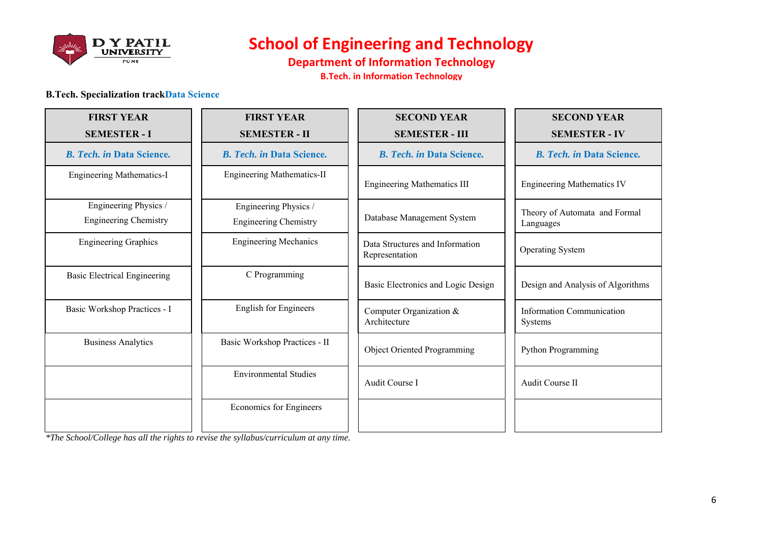# School of Engineering and Technology

## Department of Information Technology

### B.Tech. in Information Technology

**B.Tech. Specialization track** Data Science

| FIRST YEAR SEMESTER - I | FIRST YEAR SEMESTER - II | SECOND YEAR SEMESTER - III | SECOND YEAR SEMESTER - IV |
|---|---|---|---|
| *B. Tech. in* **Data Science.** | *B. Tech. in* **Data Science.** | *B. Tech. in* **Data Science.** | *B. Tech. in* **Data Science.** |
| Engineering Mathematics-I | Engineering Mathematics-II | Engineering Mathematics III | Engineering Mathematics IV |
| Engineering Physics / Engineering Chemistry | Engineering Physics / Engineering Chemistry | Database Management System | Theory of Automata and Formal Languages |
| Engineering Graphics | Engineering Mechanics | Data Structures and Information Representation | Operating System |
| Basic Electrical Engineering | C Programming | Basic Electronics and Logic Design | Design and Analysis of Algorithms |
| Basic Workshop Practices - I | English for Engineers | Computer Organization & Architecture | Information Communication Systems |
| Business Analytics | Basic Workshop Practices - II | Object Oriented Programming | Python Programming |
| | Environmental Studies | Audit Course I | Audit Course II |
| | Economics for Engineers | | |

*\*The School/College has all the rights to revise the syllabus/curriculum at any time.*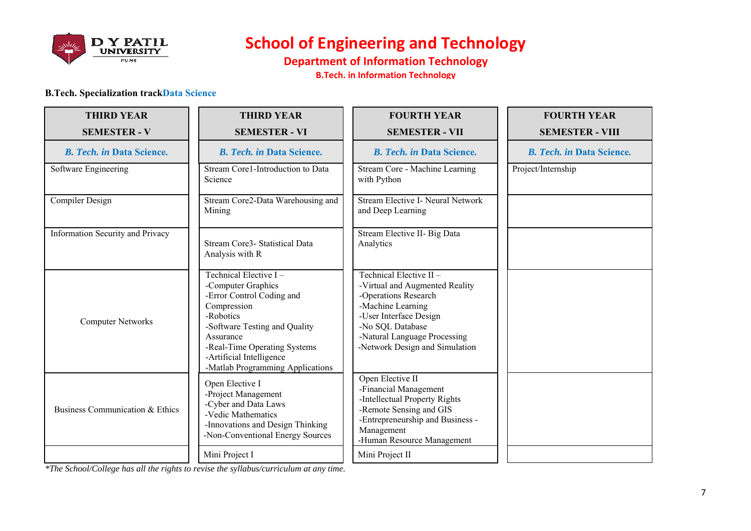# School of Engineering and Technology

## Department of Information Technology

### B.Tech. in Information Technology

**B.Tech. Specialization track**Data Science

| THIRD YEAR SEMESTER - V | THIRD YEAR SEMESTER - VI | FOURTH YEAR SEMESTER - VII | FOURTH YEAR SEMESTER - VIII |
|---|---|---|---|
| *B. Tech. in* **Data Science.** | *B. Tech. in* **Data Science.** | *B. Tech. in* **Data Science.** | *B. Tech. in* **Data Science.** |
| Software Engineering | Stream Core1-Introduction to Data Science | Stream Core - Machine Learning with Python | Project/Internship |
| Compiler Design | Stream Core2-Data Warehousing and Mining | Stream Elective I- Neural Network and Deep Learning | |
| Information Security and Privacy | Stream Core3- Statistical Data Analysis with R | Stream Elective II- Big Data Analytics | |
| Computer Networks | Technical Elective I – -Computer Graphics -Error Control Coding and Compression -Robotics -Software Testing and Quality Assurance -Real-Time Operating Systems -Artificial Intelligence -Matlab Programming Applications | Technical Elective II – -Virtual and Augmented Reality -Operations Research -Machine Learning -User Interface Design -No SQL Database -Natural Language Processing -Network Design and Simulation | |
| Business Communication & Ethics | Open Elective I -Project Management -Cyber and Data Laws -Vedic Mathematics -Innovations and Design Thinking -Non-Conventional Energy Sources | Open Elective II -Financial Management -Intellectual Property Rights -Remote Sensing and GIS -Entrepreneurship and Business - Management -Human Resource Management | |
| | Mini Project I | Mini Project II | |

*\*The School/College has all the rights to revise the syllabus/curriculum at any time.*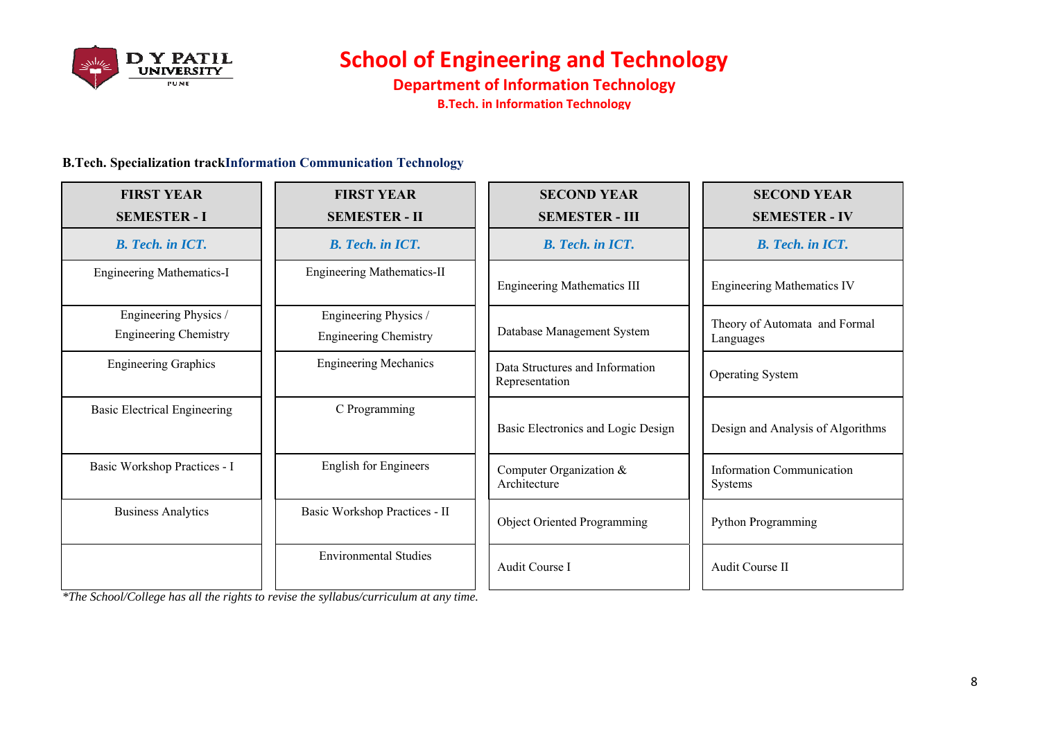# School of Engineering and Technology

## Department of Information Technology

### B.Tech. in Information Technology

**B.Tech. Specialization track** **Information Communication Technology**

| FIRST YEAR SEMESTER - I | FIRST YEAR SEMESTER - II | SECOND YEAR SEMESTER - III | SECOND YEAR SEMESTER - IV |
|---|---|---|---|
| *B. Tech. in ICT.* | *B. Tech. in ICT.* | *B. Tech. in ICT.* | *B. Tech. in ICT.* |
| Engineering Mathematics-I | Engineering Mathematics-II | Engineering Mathematics III | Engineering Mathematics IV |
| Engineering Physics / Engineering Chemistry | Engineering Physics / Engineering Chemistry | Database Management System | Theory of Automata and Formal Languages |
| Engineering Graphics | Engineering Mechanics | Data Structures and Information Representation | Operating System |
| Basic Electrical Engineering | C Programming | Basic Electronics and Logic Design | Design and Analysis of Algorithms |
| Basic Workshop Practices - I | English for Engineers | Computer Organization & Architecture | Information Communication Systems |
| Business Analytics | Basic Workshop Practices - II | Object Oriented Programming | Python Programming |
| | Environmental Studies | Audit Course I | Audit Course II |

*\*The School/College has all the rights to revise the syllabus/curriculum at any time.*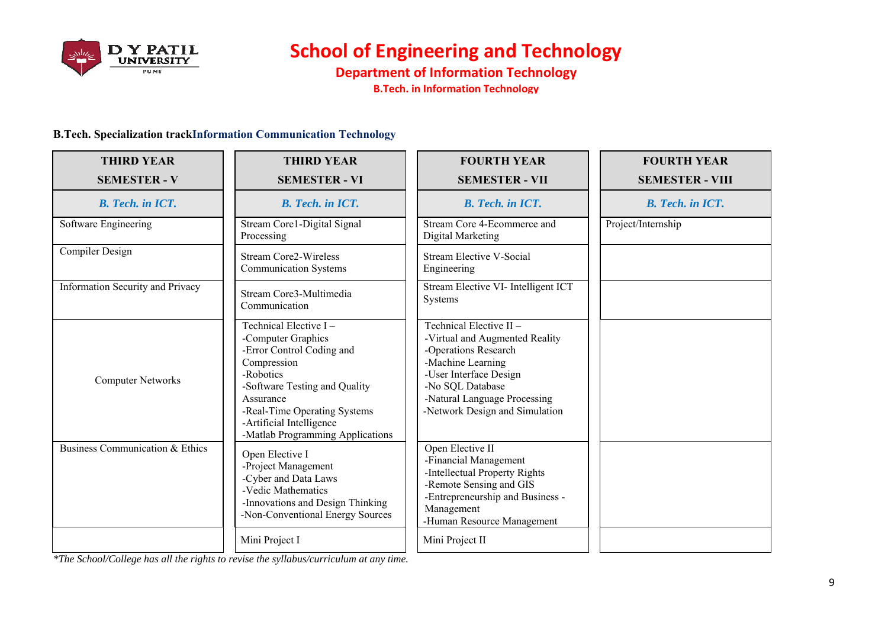# School of Engineering and Technology

## Department of Information Technology

### B.Tech. in Information Technology

**B.Tech. Specialization track** **Information Communication Technology**

| THIRD YEAR SEMESTER - V | THIRD YEAR SEMESTER - VI | FOURTH YEAR SEMESTER - VII | FOURTH YEAR SEMESTER - VIII |
|---|---|---|---|
| *B. Tech. in ICT.* | *B. Tech. in ICT.* | *B. Tech. in ICT.* | *B. Tech. in ICT.* |
| Software Engineering | Stream Core1-Digital Signal Processing | Stream Core 4-Ecommerce and Digital Marketing | Project/Internship |
| Compiler Design | Stream Core2-Wireless Communication Systems | Stream Elective V-Social Engineering | |
| Information Security and Privacy | Stream Core3-Multimedia Communication | Stream Elective VI- Intelligent ICT Systems | |
| Computer Networks | Technical Elective I –<br>-Computer Graphics<br>-Error Control Coding and Compression<br>-Robotics<br>-Software Testing and Quality Assurance<br>-Real-Time Operating Systems<br>-Artificial Intelligence<br>-Matlab Programming Applications | Technical Elective II –<br>-Virtual and Augmented Reality<br>-Operations Research<br>-Machine Learning<br>-User Interface Design<br>-No SQL Database<br>-Natural Language Processing<br>-Network Design and Simulation | |
| Business Communication & Ethics | Open Elective I<br>-Project Management<br>-Cyber and Data Laws<br>-Vedic Mathematics<br>-Innovations and Design Thinking<br>-Non-Conventional Energy Sources | Open Elective II<br>-Financial Management<br>-Intellectual Property Rights<br>-Remote Sensing and GIS<br>-Entrepreneurship and Business -Management<br>-Human Resource Management | |
| | Mini Project I | Mini Project II | |

*\*The School/College has all the rights to revise the syllabus/curriculum at any time.*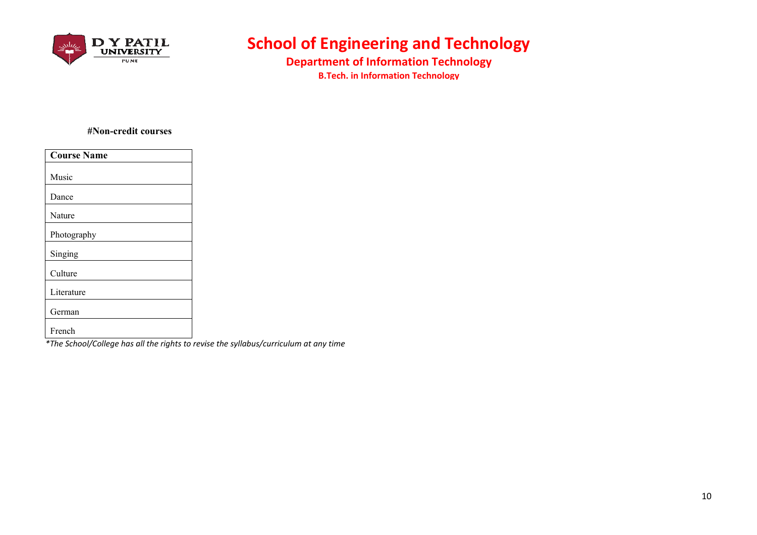**#Non-credit courses**

| Course Name |
|---|
| Music |
| Dance |
| Nature |
| Photography |
| Singing |
| Culture |
| Literature |
| German |
| French |

*\*The School/College has all the rights to revise the syllabus/curriculum at any time*